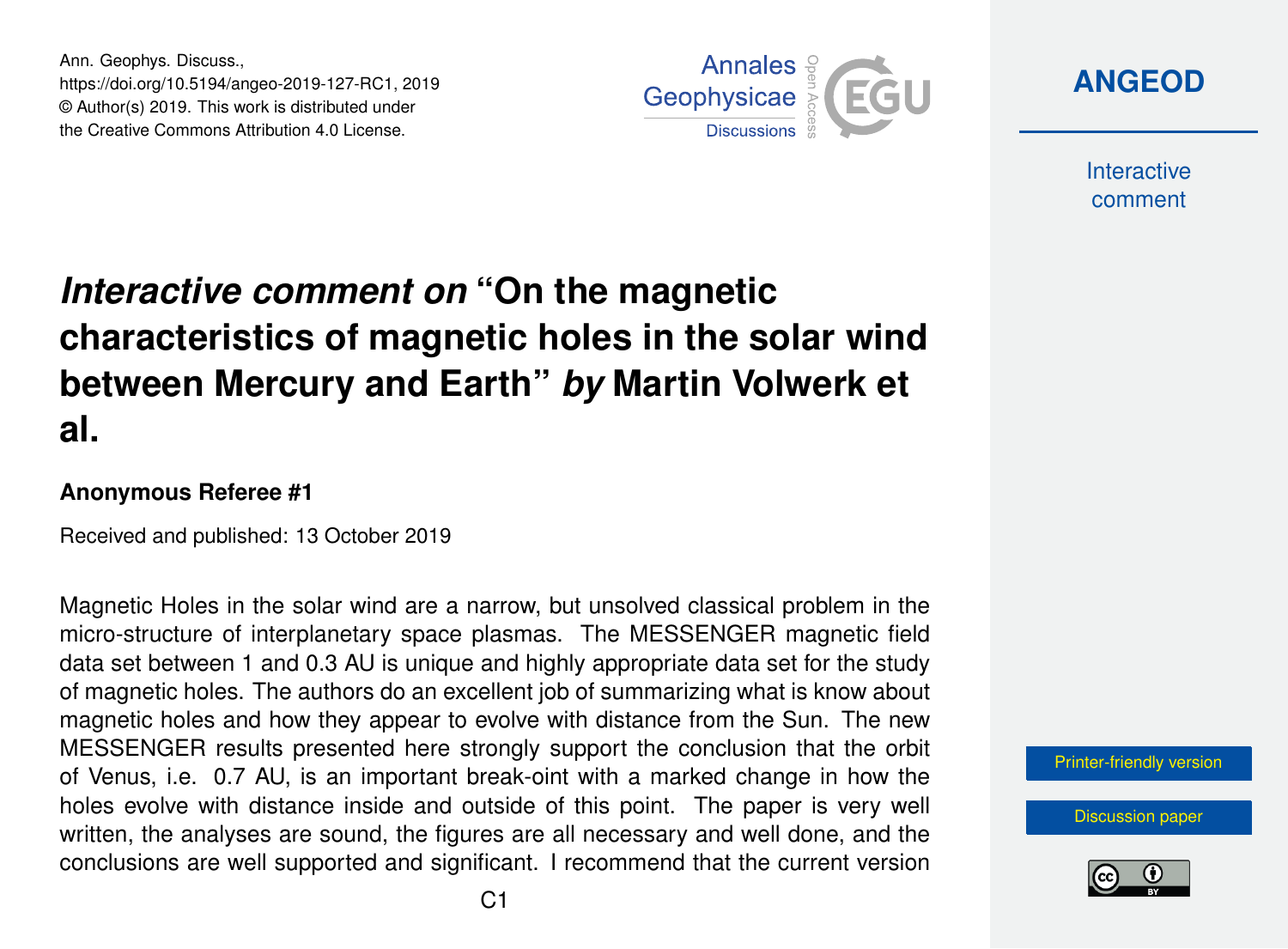Ann. Geophys. Discuss.,
https://doi.org/10.5194/angeo-2019-127-RC1, 2019
© Author(s) 2019. This work is distributed under
the Creative Commons Attribution 4.0 License.

# *Interactive comment on* "On the magnetic characteristics of magnetic holes in the solar wind between Mercury and Earth" *by* Martin Volwerk et al.

### Anonymous Referee #1

Received and published: 13 October 2019

Magnetic Holes in the solar wind are a narrow, but unsolved classical problem in the micro-structure of interplanetary space plasmas. The MESSENGER magnetic field data set between 1 and 0.3 AU is unique and highly appropriate data set for the study of magnetic holes. The authors do an excellent job of summarizing what is know about magnetic holes and how they appear to evolve with distance from the Sun. The new MESSENGER results presented here strongly support the conclusion that the orbit of Venus, i.e. 0.7 AU, is an important break-oint with a marked change in how the holes evolve with distance inside and outside of this point. The paper is very well written, the analyses are sound, the figures are all necessary and well done, and the conclusions are well supported and significant. I recommend that the current version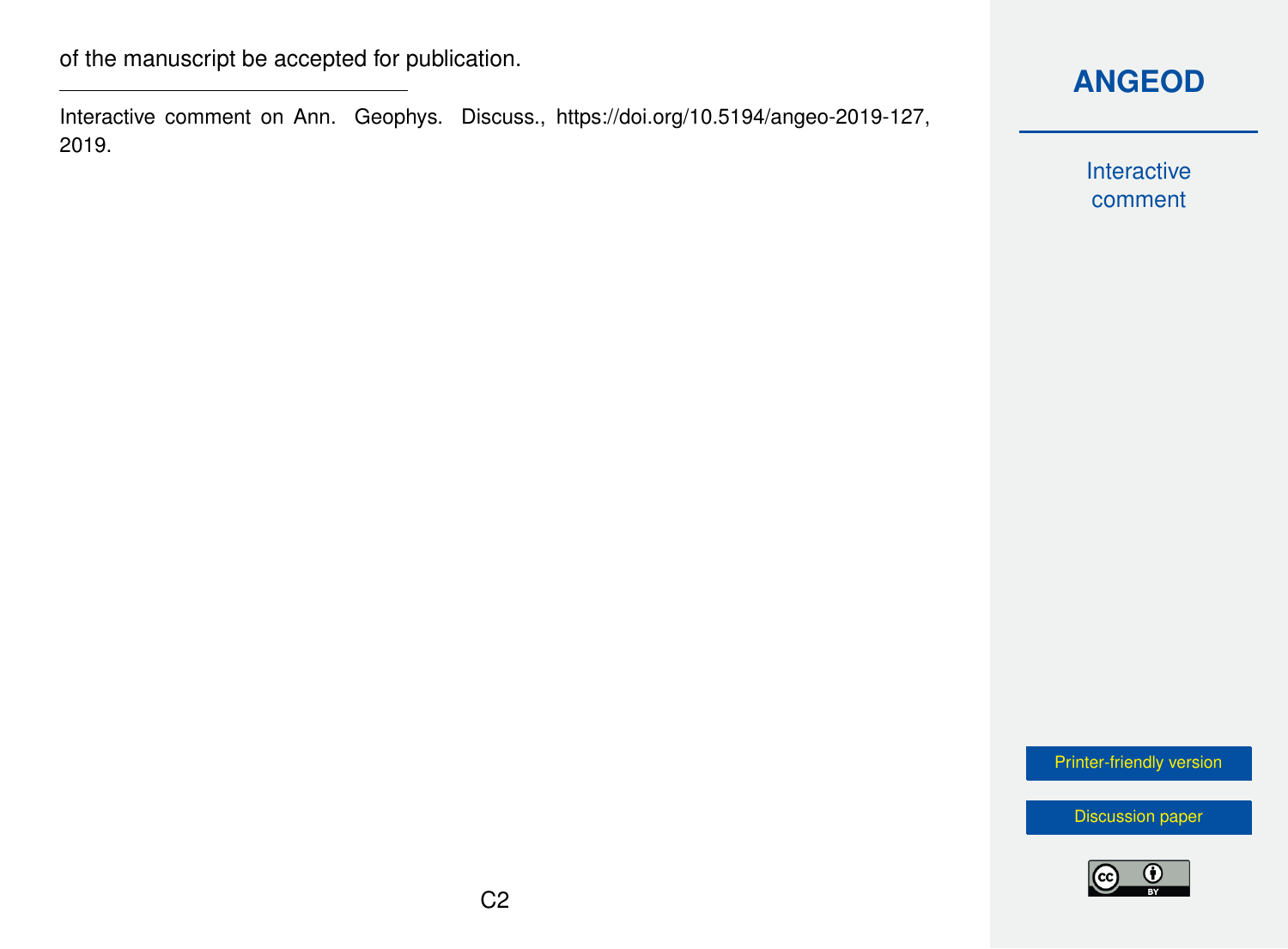of the manuscript be accepted for publication.

---

Interactive comment on Ann. Geophys. Discuss., https://doi.org/10.5194/angeo-2019-127, 2019.